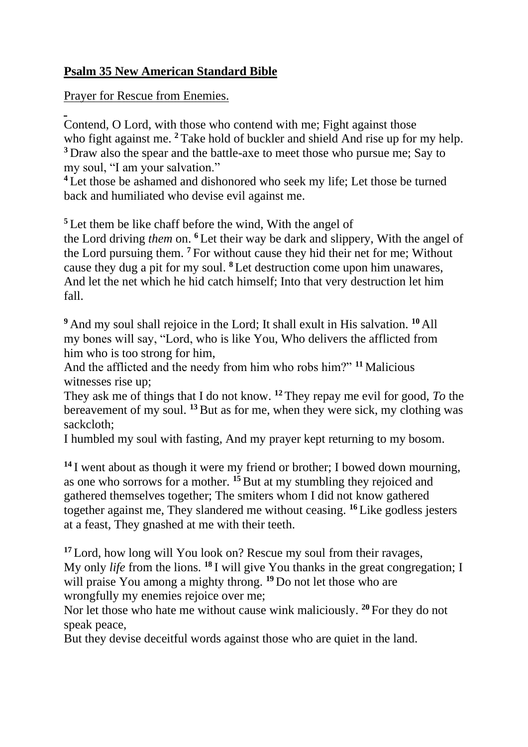**Psalm 35 New American Standard Bible**

Prayer for Rescue from Enemies.

Contend, O Lord, with those who contend with me; Fight against those who fight against me. [2] Take hold of buckler and shield And rise up for my help. [3] Draw also the spear and the battle-axe to meet those who pursue me; Say to my soul, "I am your salvation."
[4] Let those be ashamed and dishonored who seek my life; Let those be turned back and humiliated who devise evil against me.

[5] Let them be like chaff before the wind, With the angel of the Lord driving *them* on. [6] Let their way be dark and slippery, With the angel of the Lord pursuing them. [7] For without cause they hid their net for me; Without cause they dug a pit for my soul. [8] Let destruction come upon him unawares, And let the net which he hid catch himself; Into that very destruction let him fall.

[9] And my soul shall rejoice in the Lord; It shall exult in His salvation. [10] All my bones will say, "Lord, who is like You, Who delivers the afflicted from him who is too strong for him,
And the afflicted and the needy from him who robs him?" [11] Malicious witnesses rise up;
They ask me of things that I do not know. [12] They repay me evil for good, *To* the bereavement of my soul. [13] But as for me, when they were sick, my clothing was sackcloth;
I humbled my soul with fasting, And my prayer kept returning to my bosom.

[14] I went about as though it were my friend or brother; I bowed down mourning, as one who sorrows for a mother. [15] But at my stumbling they rejoiced and gathered themselves together; The smiters whom I did not know gathered together against me, They slandered me without ceasing. [16] Like godless jesters at a feast, They gnashed at me with their teeth.

[17] Lord, how long will You look on? Rescue my soul from their ravages, My only *life* from the lions. [18] I will give You thanks in the great congregation; I will praise You among a mighty throng. [19] Do not let those who are wrongfully my enemies rejoice over me;
Nor let those who hate me without cause wink maliciously. [20] For they do not speak peace,
But they devise deceitful words against those who are quiet in the land.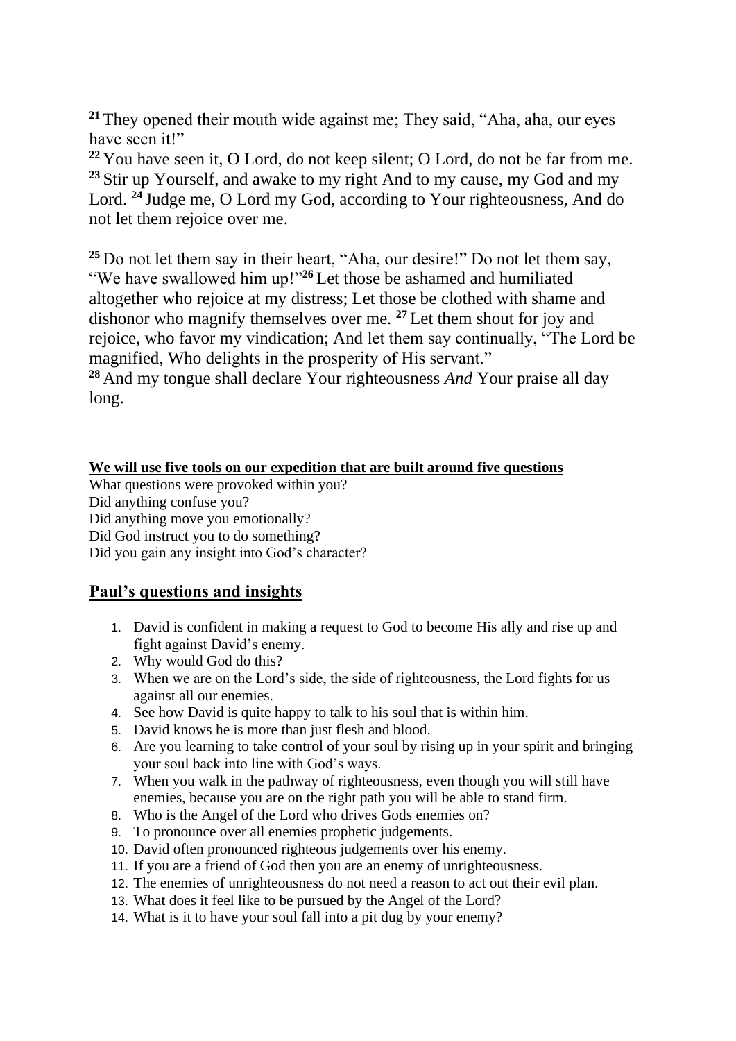[21] They opened their mouth wide against me; They said, "Aha, aha, our eyes have seen it!"
[22] You have seen it, O Lord, do not keep silent; O Lord, do not be far from me. [23] Stir up Yourself, and awake to my right And to my cause, my God and my Lord. [24] Judge me, O Lord my God, according to Your righteousness, And do not let them rejoice over me.

[25] Do not let them say in their heart, "Aha, our desire!" Do not let them say, "We have swallowed him up!"[26] Let those be ashamed and humiliated altogether who rejoice at my distress; Let those be clothed with shame and dishonor who magnify themselves over me. [27] Let them shout for joy and rejoice, who favor my vindication; And let them say continually, "The Lord be magnified, Who delights in the prosperity of His servant."
[28] And my tongue shall declare Your righteousness *And* Your praise all day long.

**We will use five tools on our expedition that are built around five questions**

What questions were provoked within you?
Did anything confuse you?
Did anything move you emotionally?
Did God instruct you to do something?
Did you gain any insight into God's character?

## Paul's questions and insights

1. David is confident in making a request to God to become His ally and rise up and fight against David's enemy.
2. Why would God do this?
3. When we are on the Lord's side, the side of righteousness, the Lord fights for us against all our enemies.
4. See how David is quite happy to talk to his soul that is within him.
5. David knows he is more than just flesh and blood.
6. Are you learning to take control of your soul by rising up in your spirit and bringing your soul back into line with God's ways.
7. When you walk in the pathway of righteousness, even though you will still have enemies, because you are on the right path you will be able to stand firm.
8. Who is the Angel of the Lord who drives Gods enemies on?
9. To pronounce over all enemies prophetic judgements.
10. David often pronounced righteous judgements over his enemy.
11. If you are a friend of God then you are an enemy of unrighteousness.
12. The enemies of unrighteousness do not need a reason to act out their evil plan.
13. What does it feel like to be pursued by the Angel of the Lord?
14. What is it to have your soul fall into a pit dug by your enemy?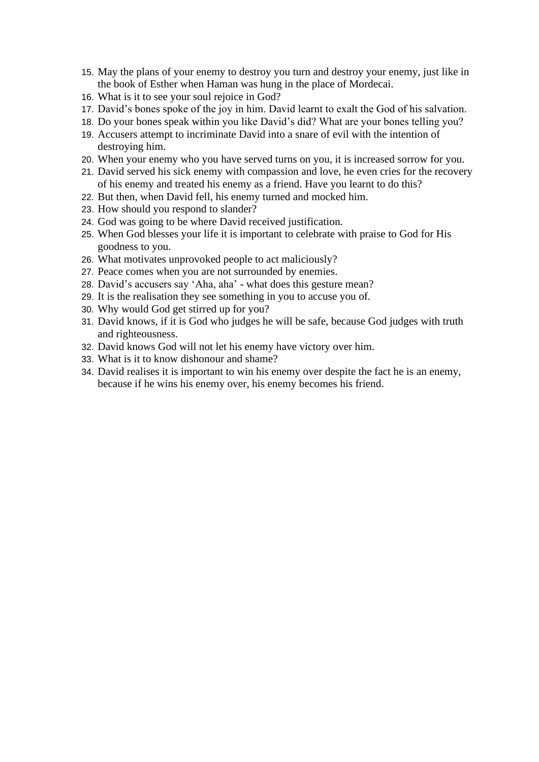15. May the plans of your enemy to destroy you turn and destroy your enemy, just like in the book of Esther when Haman was hung in the place of Mordecai.
16. What is it to see your soul rejoice in God?
17. David's bones spoke of the joy in him. David learnt to exalt the God of his salvation.
18. Do your bones speak within you like David's did? What are your bones telling you?
19. Accusers attempt to incriminate David into a snare of evil with the intention of destroying him.
20. When your enemy who you have served turns on you, it is increased sorrow for you.
21. David served his sick enemy with compassion and love, he even cries for the recovery of his enemy and treated his enemy as a friend. Have you learnt to do this?
22. But then, when David fell, his enemy turned and mocked him.
23. How should you respond to slander?
24. God was going to be where David received justification.
25. When God blesses your life it is important to celebrate with praise to God for His goodness to you.
26. What motivates unprovoked people to act maliciously?
27. Peace comes when you are not surrounded by enemies.
28. David's accusers say 'Aha, aha' - what does this gesture mean?
29. It is the realisation they see something in you to accuse you of.
30. Why would God get stirred up for you?
31. David knows, if it is God who judges he will be safe, because God judges with truth and righteousness.
32. David knows God will not let his enemy have victory over him.
33. What is it to know dishonour and shame?
34. David realises it is important to win his enemy over despite the fact he is an enemy, because if he wins his enemy over, his enemy becomes his friend.